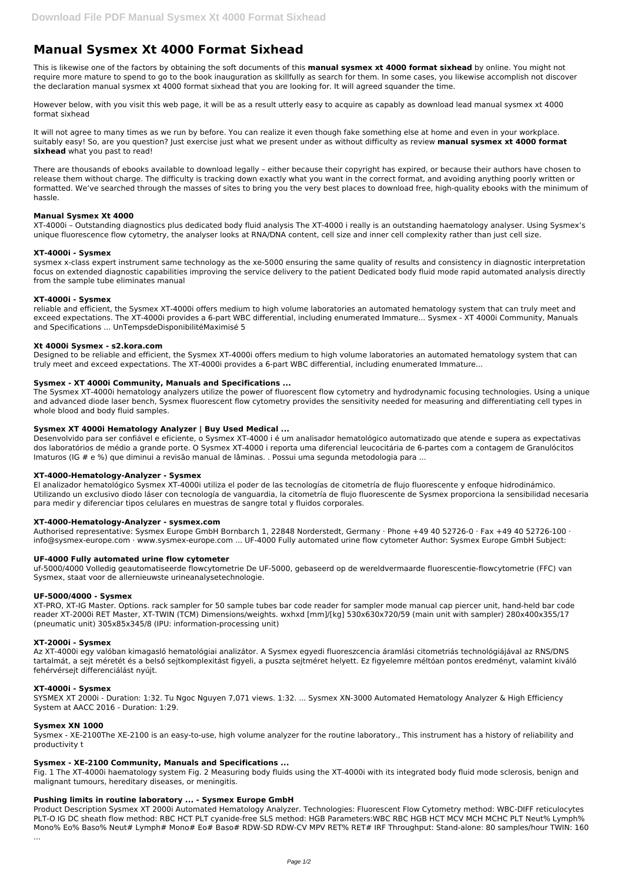# Manual Sysmex Xt 4000 Format Sixhead

This is likewise one of the factors by obtaining the soft documents of this **manual sysmex xt 4000 format sixhead** by online. You might not require more mature to spend to go to the book inauguration as skillfully as search for them. In some cases, you likewise accomplish not discover the declaration manual sysmex xt 4000 format sixhead that you are looking for. It will agreed squander the time.

However below, with you visit this web page, it will be as a result utterly easy to acquire as capably as download lead manual sysmex xt 4000 format sixhead

It will not agree to many times as we run by before. You can realize it even though fake something else at home and even in your workplace. suitably easy! So, are you question? Just exercise just what we present under as without difficulty as review **manual sysmex xt 4000 format sixhead** what you past to read!

There are thousands of ebooks available to download legally – either because their copyright has expired, or because their authors have chosen to release them without charge. The difficulty is tracking down exactly what you want in the correct format, and avoiding anything poorly written or formatted. We've searched through the masses of sites to bring you the very best places to download free, high-quality ebooks with the minimum of hassle.

### Manual Sysmex Xt 4000

XT-4000i – Outstanding diagnostics plus dedicated body fluid analysis The XT-4000 i really is an outstanding haematology analyser. Using Sysmex's unique fluorescence flow cytometry, the analyser looks at RNA/DNA content, cell size and inner cell complexity rather than just cell size.

### XT-4000i - Sysmex

sysmex x-class expert instrument same technology as the xe-5000 ensuring the same quality of results and consistency in diagnostic interpretation focus on extended diagnostic capabilities improving the service delivery to the patient Dedicated body fluid mode rapid automated analysis directly from the sample tube eliminates manual

### XT-4000i - Sysmex

reliable and efficient, the Sysmex XT-4000i offers medium to high volume laboratories an automated hematology system that can truly meet and exceed expectations. The XT-4000i provides a 6-part WBC differential, including enumerated Immature... Sysmex - XT 4000i Community, Manuals and Specifications ... UnTempsdeDisponibilitéMaximisé 5

### Xt 4000i Sysmex - s2.kora.com

Designed to be reliable and efficient, the Sysmex XT-4000i offers medium to high volume laboratories an automated hematology system that can truly meet and exceed expectations. The XT-4000i provides a 6-part WBC differential, including enumerated Immature...

### Sysmex - XT 4000i Community, Manuals and Specifications ...

The Sysmex XT-4000i hematology analyzers utilize the power of fluorescent flow cytometry and hydrodynamic focusing technologies. Using a unique and advanced diode laser bench, Sysmex fluorescent flow cytometry provides the sensitivity needed for measuring and differentiating cell types in whole blood and body fluid samples.

### Sysmex XT 4000i Hematology Analyzer | Buy Used Medical ...

Desenvolvido para ser confiável e eficiente, o Sysmex XT-4000 i é um analisador hematológico automatizado que atende e supera as expectativas dos laboratórios de médio a grande porte. O Sysmex XT-4000 i reporta uma diferencial leucocitária de 6-partes com a contagem de Granulócitos Imaturos (IG # e %) que diminui a revisão manual de lâminas. . Possui uma segunda metodologia para ...

### XT-4000-Hematology-Analyzer - Sysmex

El analizador hematológico Sysmex XT-4000i utiliza el poder de las tecnologías de citometría de flujo fluorescente y enfoque hidrodinámico. Utilizando un exclusivo diodo láser con tecnología de vanguardia, la citometría de flujo fluorescente de Sysmex proporciona la sensibilidad necesaria para medir y diferenciar tipos celulares en muestras de sangre total y fluidos corporales.

### XT-4000-Hematology-Analyzer - sysmex.com

Authorised representative: Sysmex Europe GmbH Bornbarch 1, 22848 Norderstedt, Germany · Phone +49 40 52726-0 · Fax +49 40 52726-100 · info@sysmex-europe.com · www.sysmex-europe.com ... UF-4000 Fully automated urine flow cytometer Author: Sysmex Europe GmbH Subject:

### UF-4000 Fully automated urine flow cytometer

uf-5000/4000 Volledig geautomatiseerde flowcytometrie De UF-5000, gebaseerd op de wereldvermaarde fluorescentie-flowcytometrie (FFC) van Sysmex, staat voor de allernieuwste urineanalysetechnologie.

### UF-5000/4000 - Sysmex

XT-PRO, XT-IG Master. Options. rack sampler for 50 sample tubes bar code reader for sampler mode manual cap piercer unit, hand-held bar code reader XT-2000i RET Master, XT-TWIN (TCM) Dimensions/weights. wxhxd [mm]/[kg] 530x630x720/59 (main unit with sampler) 280x400x355/17 (pneumatic unit) 305x85x345/8 (IPU: information-processing unit)

### XT-2000i - Sysmex

Az XT-4000i egy valóban kimagasló hematológiai analizátor. A Sysmex egyedi fluoreszcencia áramlási citometriás technológiájával az RNS/DNS tartalmát, a sejt méretét és a belső sejtkomplexitást figyeli, a puszta sejtméret helyett. Ez figyelemre méltóan pontos eredményt, valamint kiváló fehérvérsejt differenciálást nyújt.

### XT-4000i - Sysmex

SYSMEX XT 2000i - Duration: 1:32. Tu Ngoc Nguyen 7,071 views. 1:32. ... Sysmex XN-3000 Automated Hematology Analyzer & High Efficiency System at AACC 2016 - Duration: 1:29.

### Sysmex XN 1000

Sysmex - XE-2100The XE-2100 is an easy-to-use, high volume analyzer for the routine laboratory., This instrument has a history of reliability and productivity t

### Sysmex - XE-2100 Community, Manuals and Specifications ...

Fig. 1 The XT-4000i haematology system Fig. 2 Measuring body fluids using the XT-4000i with its integrated body fluid mode sclerosis, benign and malignant tumours, hereditary diseases, or meningitis.

### Pushing limits in routine laboratory ... - Sysmex Europe GmbH

Product Description Sysmex XT 2000i Automated Hematology Analyzer. Technologies: Fluorescent Flow Cytometry method: WBC-DIFF reticulocytes PLT-O IG DC sheath flow method: RBC HCT PLT cyanide-free SLS method: HGB Parameters:WBC RBC HGB HCT MCV MCH MCHC PLT Neut% Lymph% Mono% Eo% Baso% Neut# Lymph# Mono# Eo# Baso# RDW-SD RDW-CV MPV RET% RET# IRF Throughput: Stand-alone: 80 samples/hour TWIN: 160 ...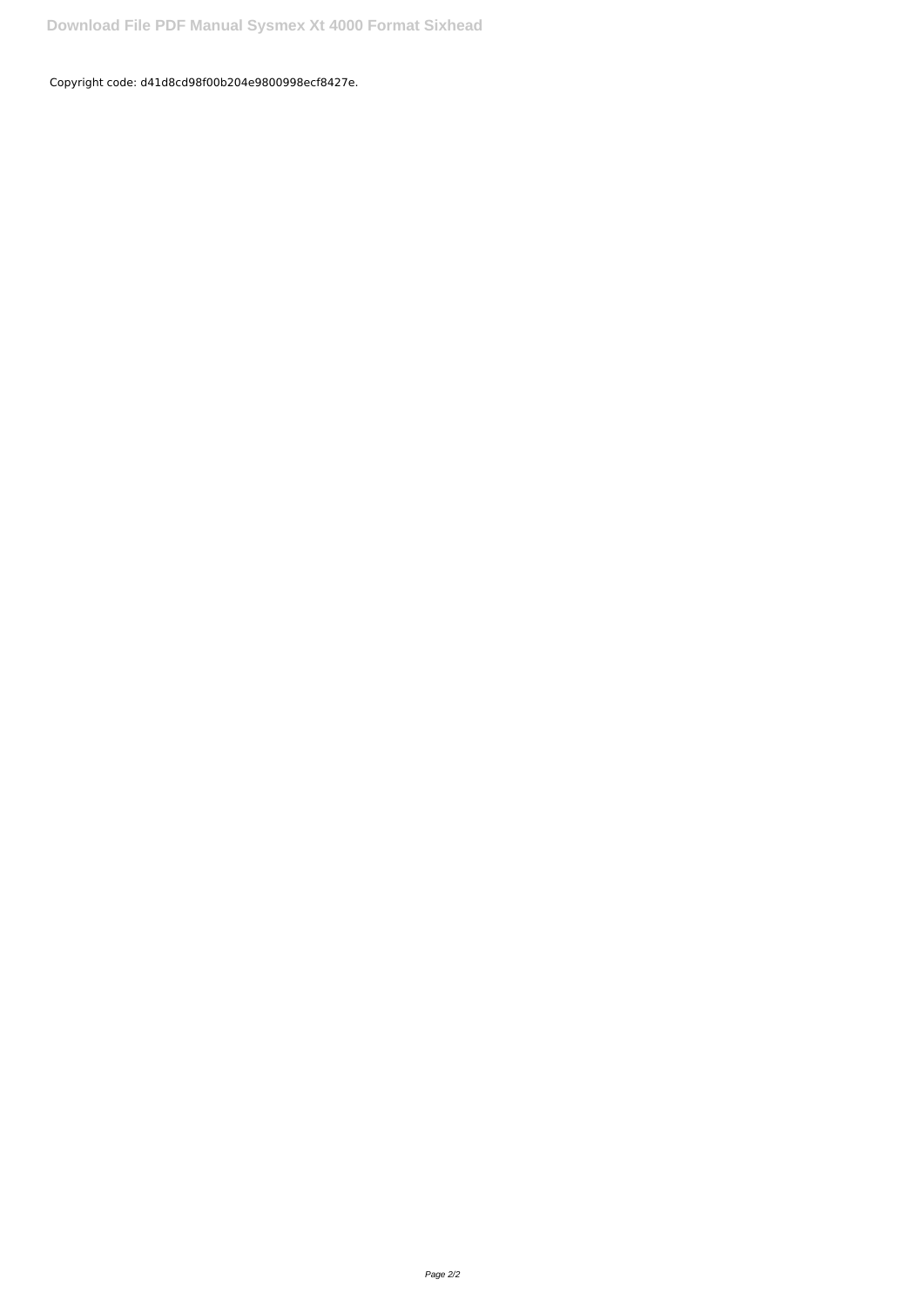Copyright code: d41d8cd98f00b204e9800998ecf8427e.